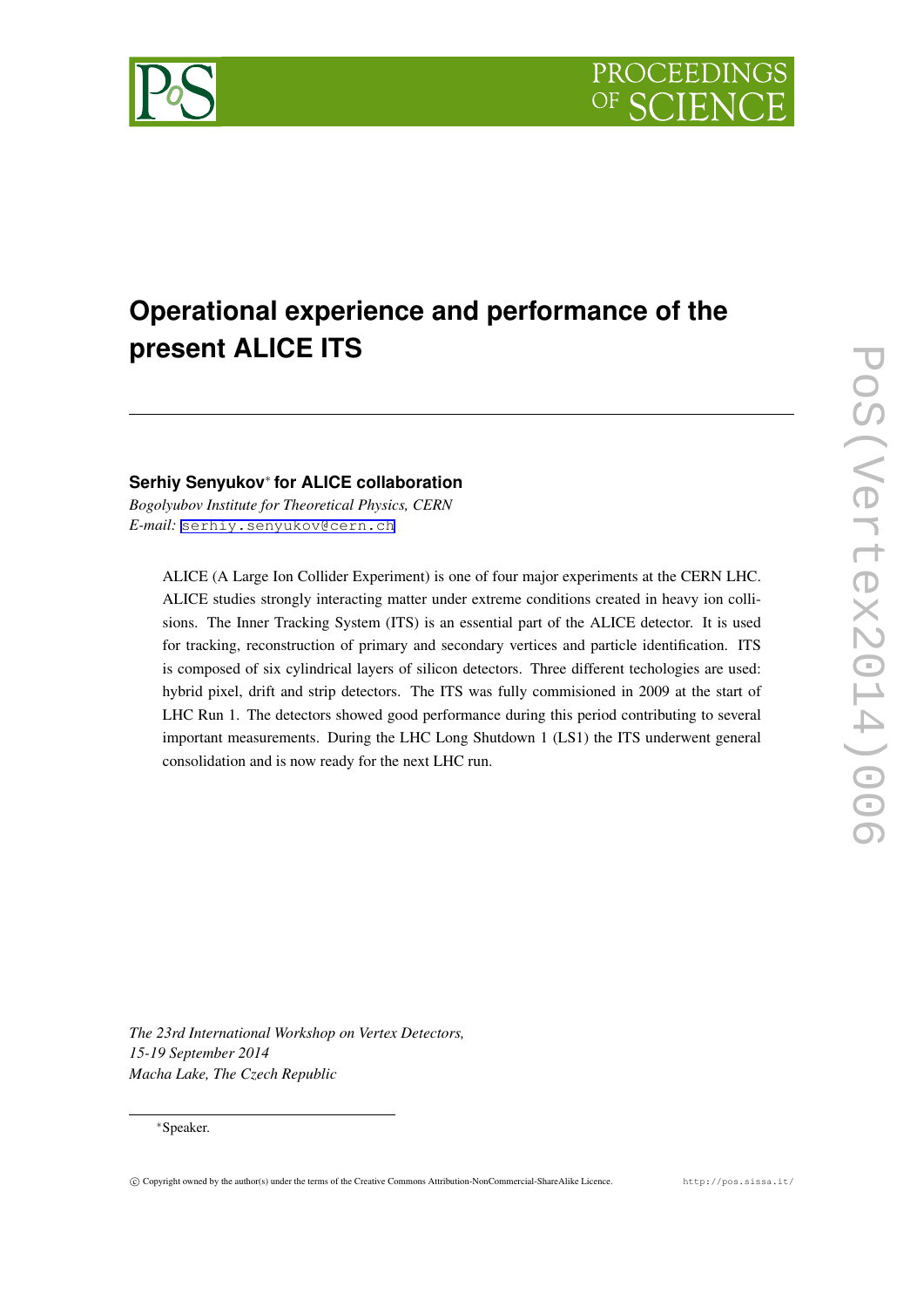# Operational experience and performance of the present ALICE ITS

**Serhiy Senyukov*** **for ALICE collaboration**

*Bogolyubov Institute for Theoretical Physics, CERN*
*E-mail:* serhiy.senyukov@cern.ch

ALICE (A Large Ion Collider Experiment) is one of four major experiments at the CERN LHC. ALICE studies strongly interacting matter under extreme conditions created in heavy ion collisions. The Inner Tracking System (ITS) is an essential part of the ALICE detector. It is used for tracking, reconstruction of primary and secondary vertices and particle identification. ITS is composed of six cylindrical layers of silicon detectors. Three different techologies are used: hybrid pixel, drift and strip detectors. The ITS was fully commisioned in 2009 at the start of LHC Run 1. The detectors showed good performance during this period contributing to several important measurements. During the LHC Long Shutdown 1 (LS1) the ITS underwent general consolidation and is now ready for the next LHC run.

*The 23rd International Workshop on Vertex Detectors,*
*15-19 September 2014*
*Macha Lake, The Czech Republic*

*Speaker.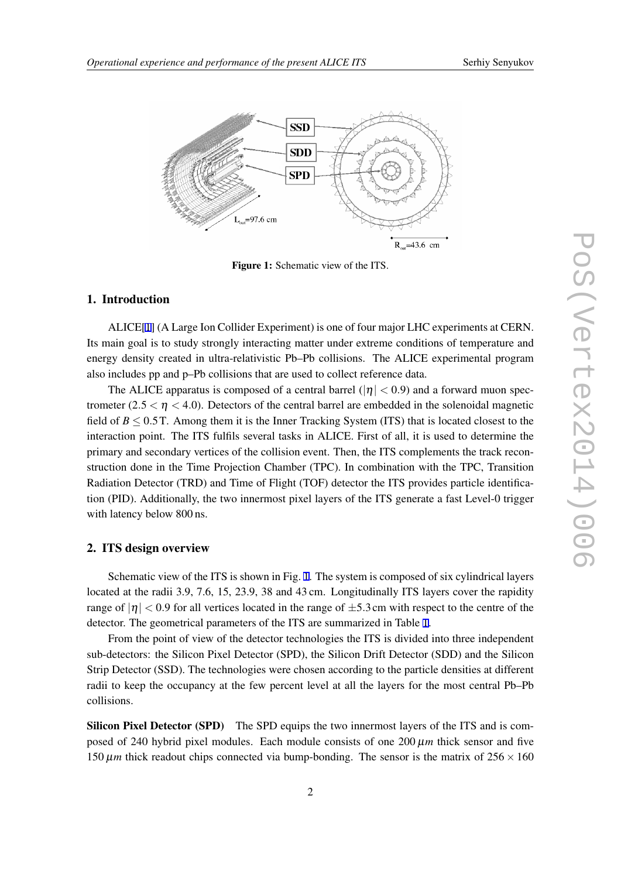Figure 1: Schematic view of the ITS.

## 1. Introduction

ALICE[1] (A Large Ion Collider Experiment) is one of four major LHC experiments at CERN. Its main goal is to study strongly interacting matter under extreme conditions of temperature and energy density created in ultra-relativistic Pb–Pb collisions. The ALICE experimental program also includes pp and p–Pb collisions that are used to collect reference data.

The ALICE apparatus is composed of a central barrel ($|\eta| < 0.9$) and a forward muon spectrometer ($2.5 < \eta < 4.0$). Detectors of the central barrel are embedded in the solenoidal magnetic field of $B \leq 0.5$ T. Among them it is the Inner Tracking System (ITS) that is located closest to the interaction point. The ITS fulfils several tasks in ALICE. First of all, it is used to determine the primary and secondary vertices of the collision event. Then, the ITS complements the track reconstruction done in the Time Projection Chamber (TPC). In combination with the TPC, Transition Radiation Detector (TRD) and Time of Flight (TOF) detector the ITS provides particle identification (PID). Additionally, the two innermost pixel layers of the ITS generate a fast Level-0 trigger with latency below 800 ns.

## 2. ITS design overview

Schematic view of the ITS is shown in Fig. 1. The system is composed of six cylindrical layers located at the radii 3.9, 7.6, 15, 23.9, 38 and 43 cm. Longitudinally ITS layers cover the rapidity range of $|\eta| < 0.9$ for all vertices located in the range of $\pm 5.3$ cm with respect to the centre of the detector. The geometrical parameters of the ITS are summarized in Table 1.

From the point of view of the detector technologies the ITS is divided into three independent sub-detectors: the Silicon Pixel Detector (SPD), the Silicon Drift Detector (SDD) and the Silicon Strip Detector (SSD). The technologies were chosen according to the particle densities at different radii to keep the occupancy at the few percent level at all the layers for the most central Pb–Pb collisions.

**Silicon Pixel Detector (SPD)** The SPD equips the two innermost layers of the ITS and is composed of 240 hybrid pixel modules. Each module consists of one 200 $\mu m$ thick sensor and five 150 $\mu m$ thick readout chips connected via bump-bonding. The sensor is the matrix of $256 \times 160$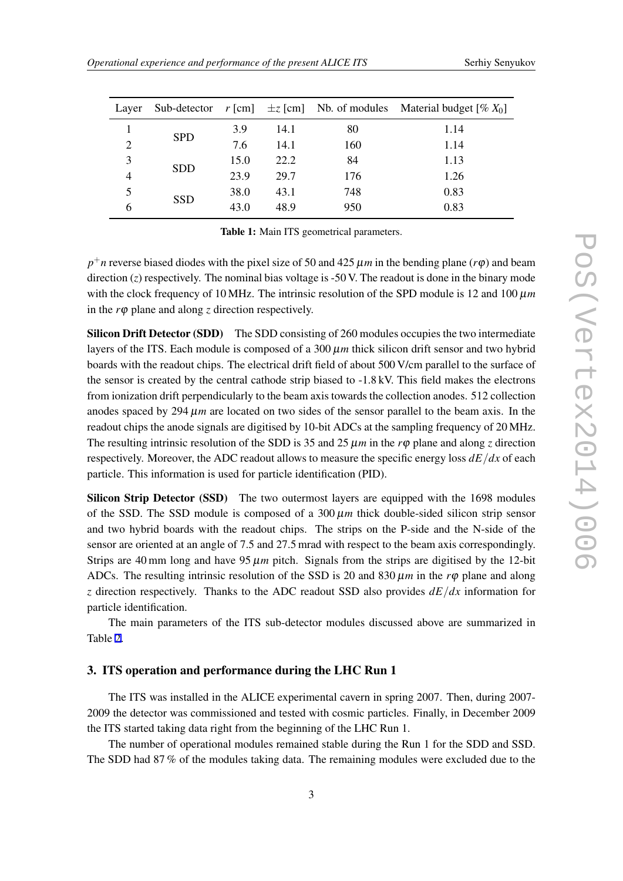| Layer | Sub-detector | $r$ [cm] | $\pm z$ [cm] | Nb. of modules | Material budget [% $X_0$] |
|---|---|---|---|---|---|
| 1 | SPD | 3.9 | 14.1 | 80 | 1.14 |
| 2 | | 7.6 | 14.1 | 160 | 1.14 |
| 3 | SDD | 15.0 | 22.2 | 84 | 1.13 |
| 4 | | 23.9 | 29.7 | 176 | 1.26 |
| 5 | SSD | 38.0 | 43.1 | 748 | 0.83 |
| 6 | | 43.0 | 48.9 | 950 | 0.83 |

**Table 1:** Main ITS geometrical parameters.

$p^+n$ reverse biased diodes with the pixel size of 50 and 425 $\mu m$ in the bending plane ($r\varphi$) and beam direction ($z$) respectively. The nominal bias voltage is -50 V. The readout is done in the binary mode with the clock frequency of 10 MHz. The intrinsic resolution of the SPD module is 12 and 100 $\mu m$ in the $r\varphi$ plane and along $z$ direction respectively.

**Silicon Drift Detector (SDD)** The SDD consisting of 260 modules occupies the two intermediate layers of the ITS. Each module is composed of a 300 $\mu m$ thick silicon drift sensor and two hybrid boards with the readout chips. The electrical drift field of about 500 V/cm parallel to the surface of the sensor is created by the central cathode strip biased to -1.8 kV. This field makes the electrons from ionization drift perpendicularly to the beam axis towards the collection anodes. 512 collection anodes spaced by 294 $\mu m$ are located on two sides of the sensor parallel to the beam axis. In the readout chips the anode signals are digitised by 10-bit ADCs at the sampling frequency of 20 MHz. The resulting intrinsic resolution of the SDD is 35 and 25 $\mu m$ in the $r\varphi$ plane and along $z$ direction respectively. Moreover, the ADC readout allows to measure the specific energy loss $dE/dx$ of each particle. This information is used for particle identification (PID).

**Silicon Strip Detector (SSD)** The two outermost layers are equipped with the 1698 modules of the SSD. The SSD module is composed of a 300 $\mu m$ thick double-sided silicon strip sensor and two hybrid boards with the readout chips. The strips on the P-side and the N-side of the sensor are oriented at an angle of 7.5 and 27.5 mrad with respect to the beam axis correspondingly. Strips are 40 mm long and have 95 $\mu m$ pitch. Signals from the strips are digitised by the 12-bit ADCs. The resulting intrinsic resolution of the SSD is 20 and 830 $\mu m$ in the $r\varphi$ plane and along $z$ direction respectively. Thanks to the ADC readout SSD also provides $dE/dx$ information for particle identification.

The main parameters of the ITS sub-detector modules discussed above are summarized in Table 2.

## 3. ITS operation and performance during the LHC Run 1

The ITS was installed in the ALICE experimental cavern in spring 2007. Then, during 2007-2009 the detector was commissioned and tested with cosmic particles. Finally, in December 2009 the ITS started taking data right from the beginning of the LHC Run 1.

The number of operational modules remained stable during the Run 1 for the SDD and SSD. The SDD had 87 % of the modules taking data. The remaining modules were excluded due to the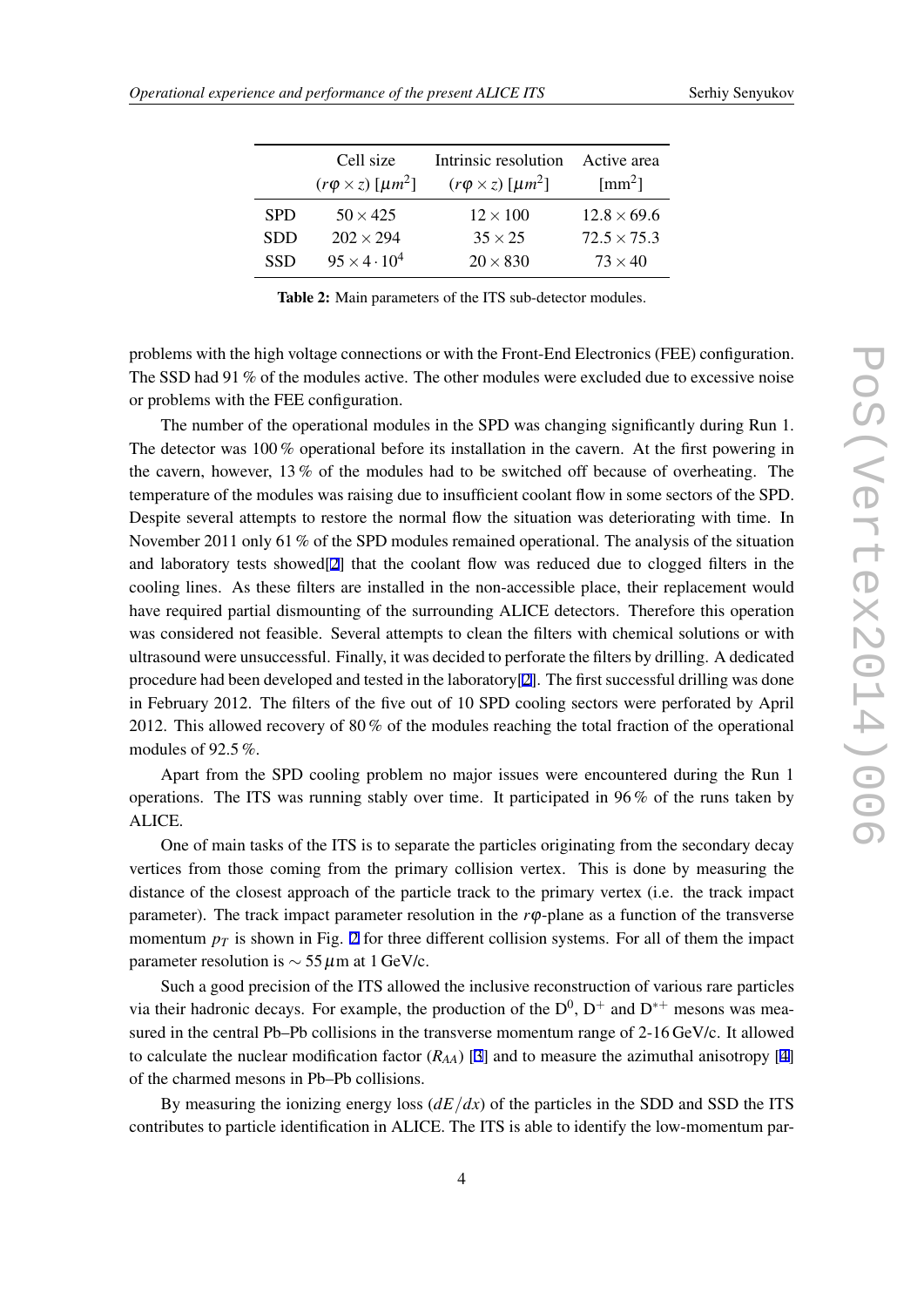| | Cell size ($r\varphi \times z$) [$\mu m^2$] | Intrinsic resolution ($r\varphi \times z$) [$\mu m^2$] | Active area [mm$^2$] |
|---|---|---|---|
| SPD | $50 \times 425$ | $12 \times 100$ | $12.8 \times 69.6$ |
| SDD | $202 \times 294$ | $35 \times 25$ | $72.5 \times 75.3$ |
| SSD | $95 \times 4 \cdot 10^4$ | $20 \times 830$ | $73 \times 40$ |

**Table 2:** Main parameters of the ITS sub-detector modules.

problems with the high voltage connections or with the Front-End Electronics (FEE) configuration. The SSD had 91 % of the modules active. The other modules were excluded due to excessive noise or problems with the FEE configuration.

The number of the operational modules in the SPD was changing significantly during Run 1. The detector was 100 % operational before its installation in the cavern. At the first powering in the cavern, however, 13 % of the modules had to be switched off because of overheating. The temperature of the modules was raising due to insufficient coolant flow in some sectors of the SPD. Despite several attempts to restore the normal flow the situation was deteriorating with time. In November 2011 only 61 % of the SPD modules remained operational. The analysis of the situation and laboratory tests showed[2] that the coolant flow was reduced due to clogged filters in the cooling lines. As these filters are installed in the non-accessible place, their replacement would have required partial dismounting of the surrounding ALICE detectors. Therefore this operation was considered not feasible. Several attempts to clean the filters with chemical solutions or with ultrasound were unsuccessful. Finally, it was decided to perforate the filters by drilling. A dedicated procedure had been developed and tested in the laboratory[2]. The first successful drilling was done in February 2012. The filters of the five out of 10 SPD cooling sectors were perforated by April 2012. This allowed recovery of 80 % of the modules reaching the total fraction of the operational modules of 92.5 %.

Apart from the SPD cooling problem no major issues were encountered during the Run 1 operations. The ITS was running stably over time. It participated in 96 % of the runs taken by ALICE.

One of main tasks of the ITS is to separate the particles originating from the secondary decay vertices from those coming from the primary collision vertex. This is done by measuring the distance of the closest approach of the particle track to the primary vertex (i.e. the track impact parameter). The track impact parameter resolution in the $r\varphi$-plane as a function of the transverse momentum $p_T$ is shown in Fig. 2 for three different collision systems. For all of them the impact parameter resolution is $\sim 55\,\mu$m at 1 GeV/c.

Such a good precision of the ITS allowed the inclusive reconstruction of various rare particles via their hadronic decays. For example, the production of the $D^0$, $D^+$ and $D^{*+}$ mesons was measured in the central Pb–Pb collisions in the transverse momentum range of 2-16 GeV/c. It allowed to calculate the nuclear modification factor ($R_{AA}$) [3] and to measure the azimuthal anisotropy [4] of the charmed mesons in Pb–Pb collisions.

By measuring the ionizing energy loss ($dE/dx$) of the particles in the SDD and SSD the ITS contributes to particle identification in ALICE. The ITS is able to identify the low-momentum par-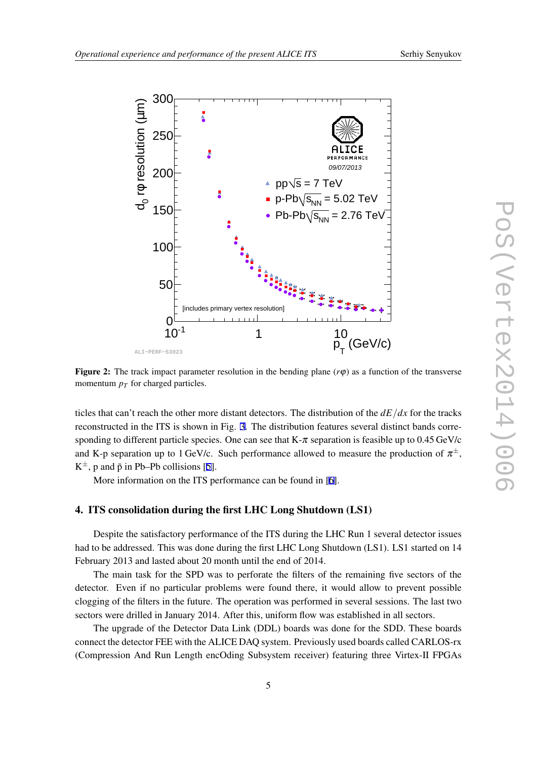**Figure 2:** The track impact parameter resolution in the bending plane ($r\varphi$) as a function of the transverse momentum $p_T$ for charged particles.

ticles that can't reach the other more distant detectors. The distribution of the $dE/dx$ for the tracks reconstructed in the ITS is shown in Fig. 3. The distribution features several distinct bands corresponding to different particle species. One can see that K-$\pi$ separation is feasible up to 0.45 GeV/c and K-p separation up to 1 GeV/c. Such performance allowed to measure the production of $\pi^{\pm}$, $K^{\pm}$, p and $\bar{p}$ in Pb–Pb collisions [5].

More information on the ITS performance can be found in [6].

## 4. ITS consolidation during the first LHC Long Shutdown (LS1)

Despite the satisfactory performance of the ITS during the LHC Run 1 several detector issues had to be addressed. This was done during the first LHC Long Shutdown (LS1). LS1 started on 14 February 2013 and lasted about 20 month until the end of 2014.

The main task for the SPD was to perforate the filters of the remaining five sectors of the detector. Even if no particular problems were found there, it would allow to prevent possible clogging of the filters in the future. The operation was performed in several sessions. The last two sectors were drilled in January 2014. After this, uniform flow was established in all sectors.

The upgrade of the Detector Data Link (DDL) boards was done for the SDD. These boards connect the detector FEE with the ALICE DAQ system. Previously used boards called CARLOS-rx (Compression And Run Length encOding Subsystem receiver) featuring three Virtex-II FPGAs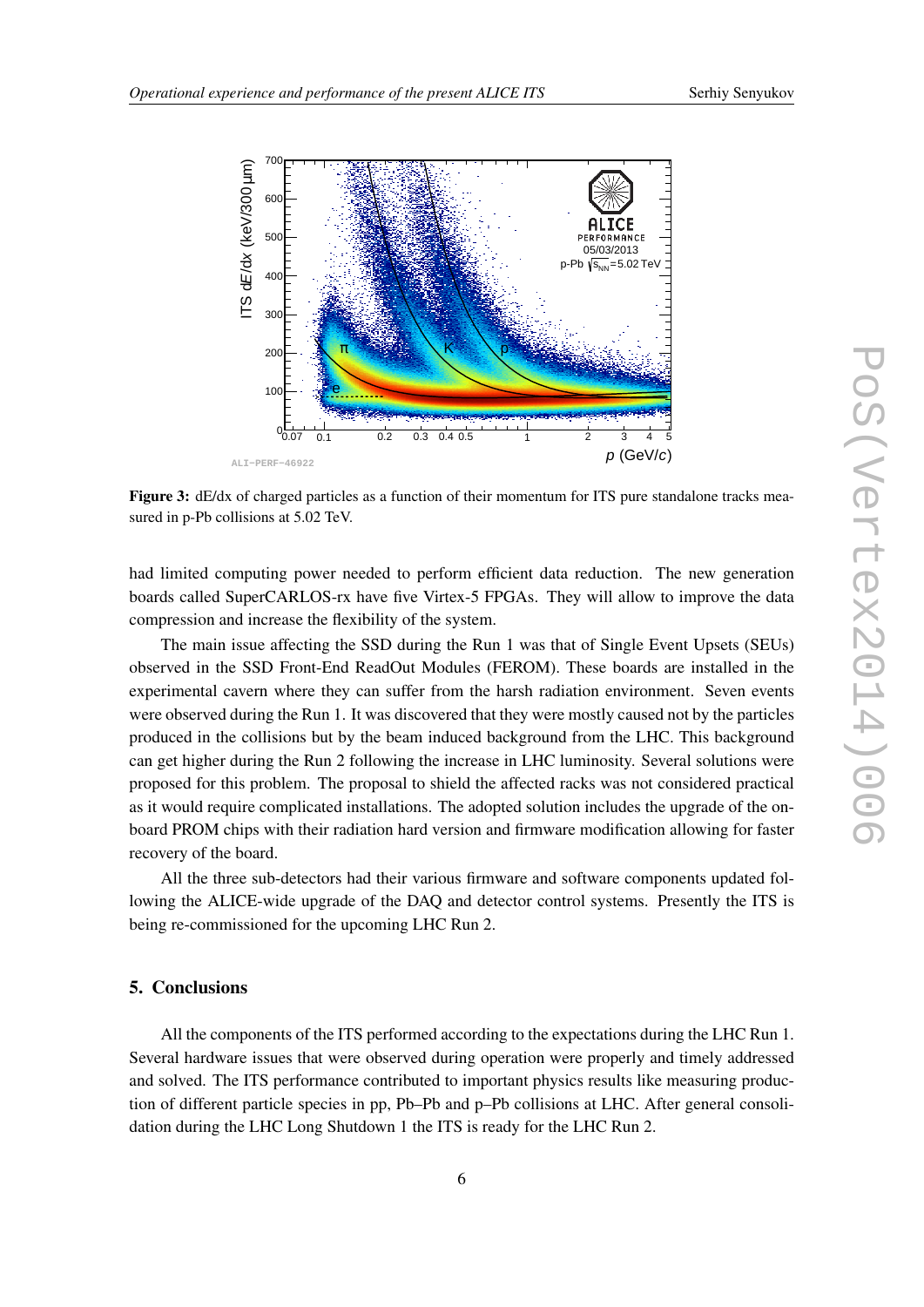**Figure 3:** dE/dx of charged particles as a function of their momentum for ITS pure standalone tracks measured in p-Pb collisions at 5.02 TeV.

had limited computing power needed to perform efficient data reduction. The new generation boards called SuperCARLOS-rx have five Virtex-5 FPGAs. They will allow to improve the data compression and increase the flexibility of the system.

The main issue affecting the SSD during the Run 1 was that of Single Event Upsets (SEUs) observed in the SSD Front-End ReadOut Modules (FEROM). These boards are installed in the experimental cavern where they can suffer from the harsh radiation environment. Seven events were observed during the Run 1. It was discovered that they were mostly caused not by the particles produced in the collisions but by the beam induced background from the LHC. This background can get higher during the Run 2 following the increase in LHC luminosity. Several solutions were proposed for this problem. The proposal to shield the affected racks was not considered practical as it would require complicated installations. The adopted solution includes the upgrade of the on-board PROM chips with their radiation hard version and firmware modification allowing for faster recovery of the board.

All the three sub-detectors had their various firmware and software components updated following the ALICE-wide upgrade of the DAQ and detector control systems. Presently the ITS is being re-commissioned for the upcoming LHC Run 2.

## 5. Conclusions

All the components of the ITS performed according to the expectations during the LHC Run 1. Several hardware issues that were observed during operation were properly and timely addressed and solved. The ITS performance contributed to important physics results like measuring production of different particle species in pp, Pb–Pb and p–Pb collisions at LHC. After general consolidation during the LHC Long Shutdown 1 the ITS is ready for the LHC Run 2.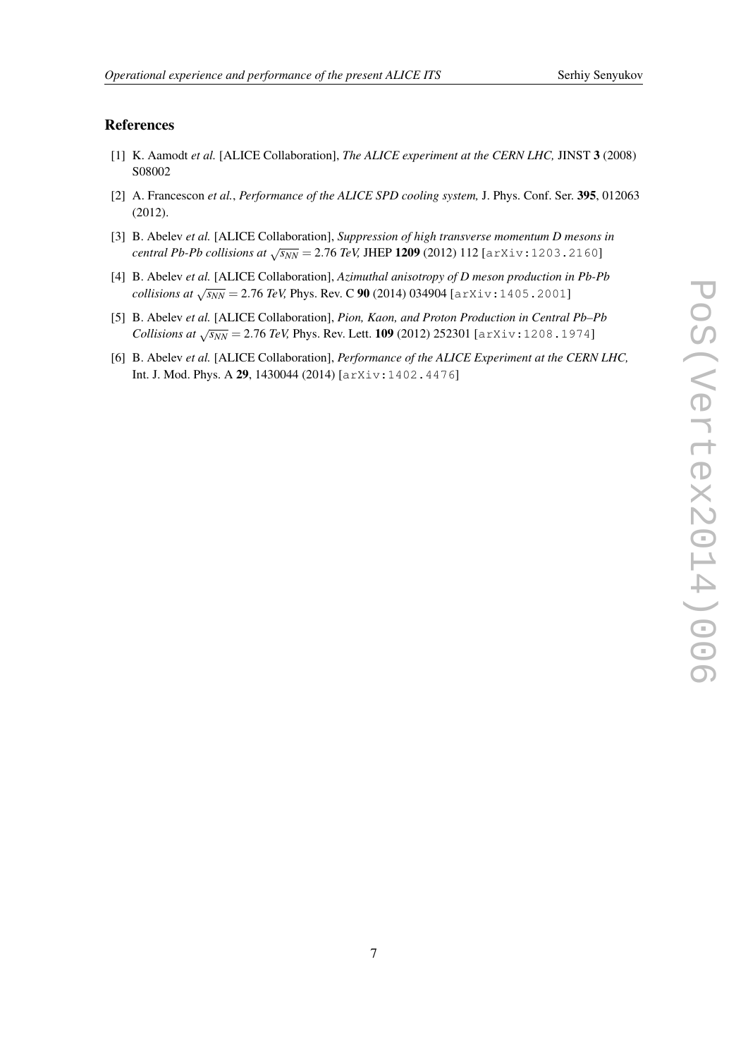## References

[1] K. Aamodt *et al.* [ALICE Collaboration], *The ALICE experiment at the CERN LHC,* JINST **3** (2008) S08002

[2] A. Francescon *et al.*, *Performance of the ALICE SPD cooling system,* J. Phys. Conf. Ser. **395**, 012063 (2012).

[3] B. Abelev *et al.* [ALICE Collaboration], *Suppression of high transverse momentum D mesons in central Pb-Pb collisions at $\sqrt{s_{NN}} = 2.76$ TeV,* JHEP **1209** (2012) 112 [arXiv:1203.2160]

[4] B. Abelev *et al.* [ALICE Collaboration], *Azimuthal anisotropy of D meson production in Pb-Pb collisions at $\sqrt{s_{NN}} = 2.76$ TeV,* Phys. Rev. C **90** (2014) 034904 [arXiv:1405.2001]

[5] B. Abelev *et al.* [ALICE Collaboration], *Pion, Kaon, and Proton Production in Central Pb–Pb Collisions at $\sqrt{s_{NN}} = 2.76$ TeV,* Phys. Rev. Lett. **109** (2012) 252301 [arXiv:1208.1974]

[6] B. Abelev *et al.* [ALICE Collaboration], *Performance of the ALICE Experiment at the CERN LHC,* Int. J. Mod. Phys. A **29**, 1430044 (2014) [arXiv:1402.4476]